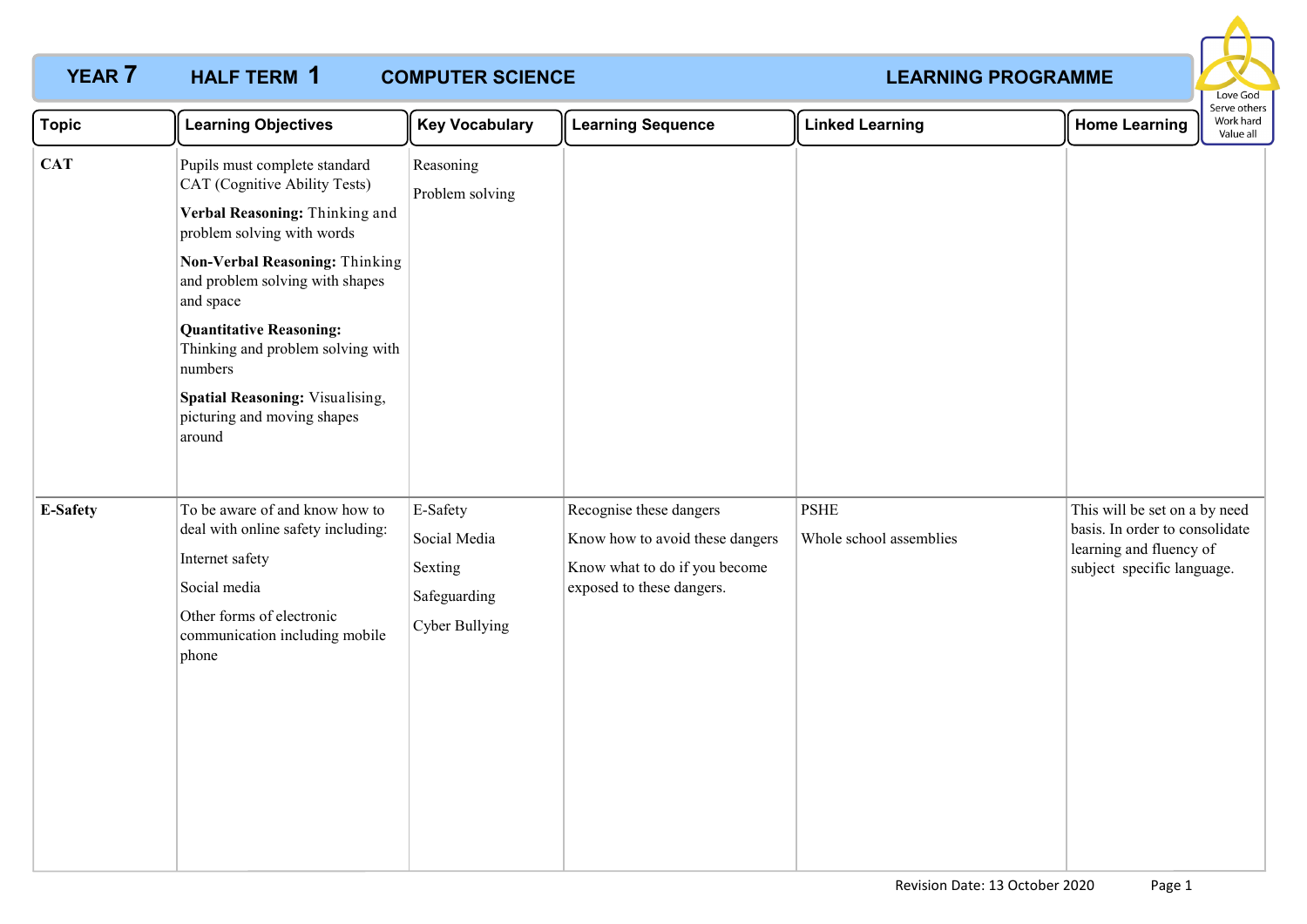# YEAR 7 HALF TERM 1 COMPUTER SCIENCE LEARNING PROGRAMME

Love God
Serve others
Work hard
Value all

| Topic | Learning Objectives | Key Vocabulary | Learning Sequence | Linked Learning | Home Learning |
|---|---|---|---|---|---|
| **CAT** | Pupils must complete standard CAT (Cognitive Ability Tests)<br><br>**Verbal Reasoning:** Thinking and problem solving with words<br><br>**Non-Verbal Reasoning:** Thinking and problem solving with shapes and space<br><br>**Quantitative Reasoning:** Thinking and problem solving with numbers<br><br>**Spatial Reasoning:** Visualising, picturing and moving shapes around | Reasoning<br><br>Problem solving | | | |
| **E-Safety** | To be aware of and know how to deal with online safety including:<br><br>Internet safety<br><br>Social media<br><br>Other forms of electronic communication including mobile phone | E-Safety<br><br>Social Media<br><br>Sexting<br><br>Safeguarding<br><br>Cyber Bullying | Recognise these dangers<br><br>Know how to avoid these dangers<br><br>Know what to do if you become exposed to these dangers. | PSHE<br><br>Whole school assemblies | This will be set on a by need basis. In order to consolidate learning and fluency of subject specific language. |

Revision Date: 13 October 2020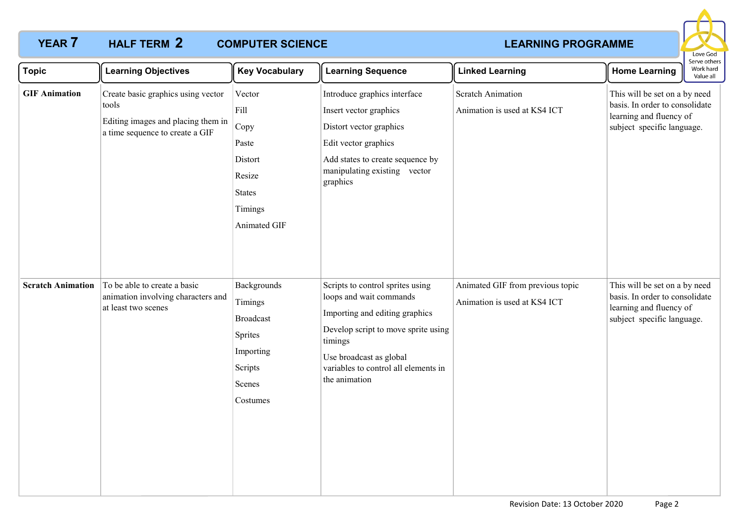# YEAR 7 HALF TERM 2 COMPUTER SCIENCE LEARNING PROGRAMME

Love God
Serve others
Work hard
Value all

| Topic | Learning Objectives | Key Vocabulary | Learning Sequence | Linked Learning | Home Learning |
|---|---|---|---|---|---|
| **GIF Animation** | Create basic graphics using vector tools<br><br>Editing images and placing them in a time sequence to create a GIF | Vector<br>Fill<br>Copy<br>Paste<br>Distort<br>Resize<br>States<br>Timings<br>Animated GIF | Introduce graphics interface<br><br>Insert vector graphics<br><br>Distort vector graphics<br><br>Edit vector graphics<br><br>Add states to create sequence by manipulating existing vector graphics | Scratch Animation<br><br>Animation is used at KS4 ICT | This will be set on a by need basis. In order to consolidate learning and fluency of subject specific language. |
| **Scratch Animation** | To be able to create a basic animation involving characters and at least two scenes | Backgrounds<br>Timings<br>Broadcast<br>Sprites<br>Importing<br>Scripts<br>Scenes<br>Costumes | Scripts to control sprites using loops and wait commands<br><br>Importing and editing graphics<br><br>Develop script to move sprite using timings<br><br>Use broadcast as global variables to control all elements in the animation | Animated GIF from previous topic<br><br>Animation is used at KS4 ICT | This will be set on a by need basis. In order to consolidate learning and fluency of subject specific language. |

Revision Date: 13 October 2020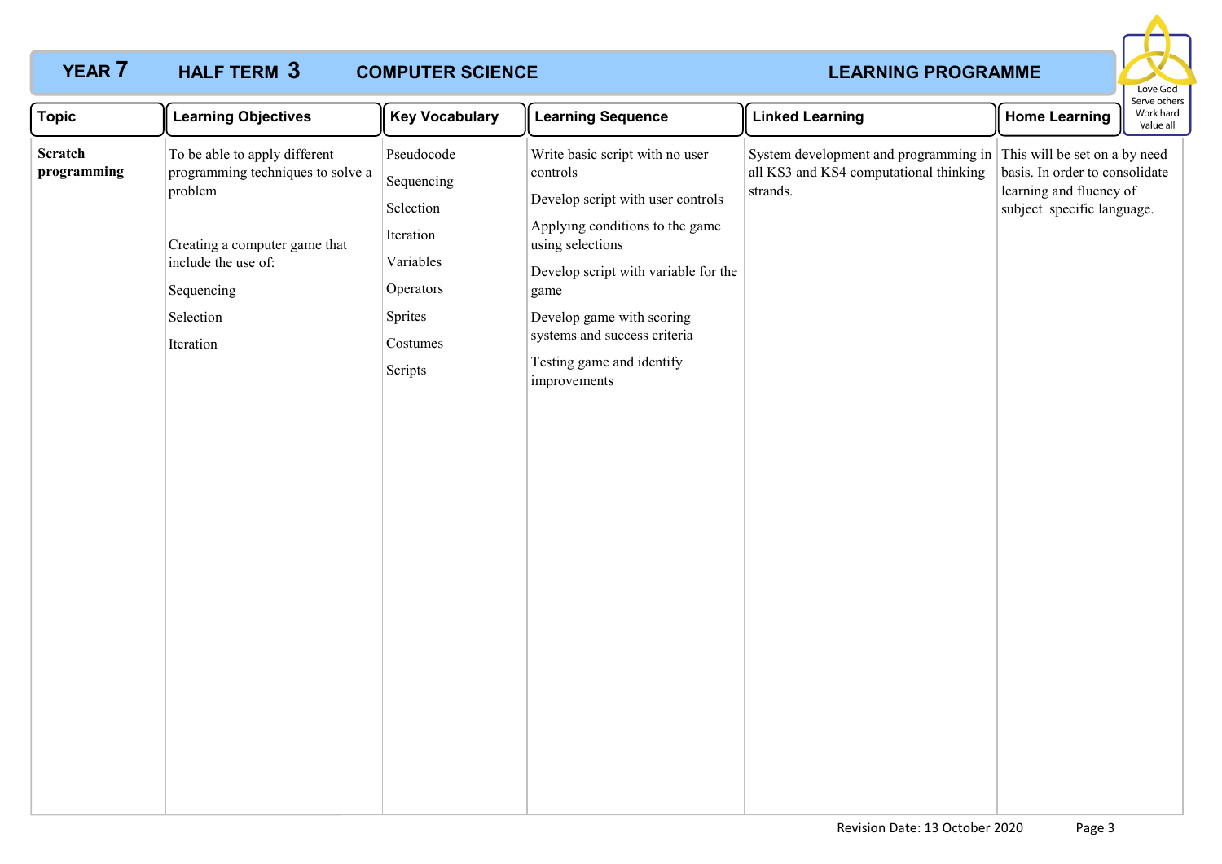# YEAR 7 HALF TERM 3 COMPUTER SCIENCE LEARNING PROGRAMME

Love God
Serve others
Work hard
Value all

| Topic | Learning Objectives | Key Vocabulary | Learning Sequence | Linked Learning | Home Learning |
|---|---|---|---|---|---|
| **Scratch programming** | To be able to apply different programming techniques to solve a problem<br><br>Creating a computer game that include the use of:<br>Sequencing<br>Selection<br>Iteration | Pseudocode<br>Sequencing<br>Selection<br>Iteration<br>Variables<br>Operators<br>Sprites<br>Costumes<br>Scripts | Write basic script with no user controls<br>Develop script with user controls<br>Applying conditions to the game using selections<br>Develop script with variable for the game<br>Develop game with scoring systems and success criteria<br>Testing game and identify improvements | System development and programming in all KS3 and KS4 computational thinking strands. | This will be set on a by need basis. In order to consolidate learning and fluency of subject specific language. |

Revision Date: 13 October 2020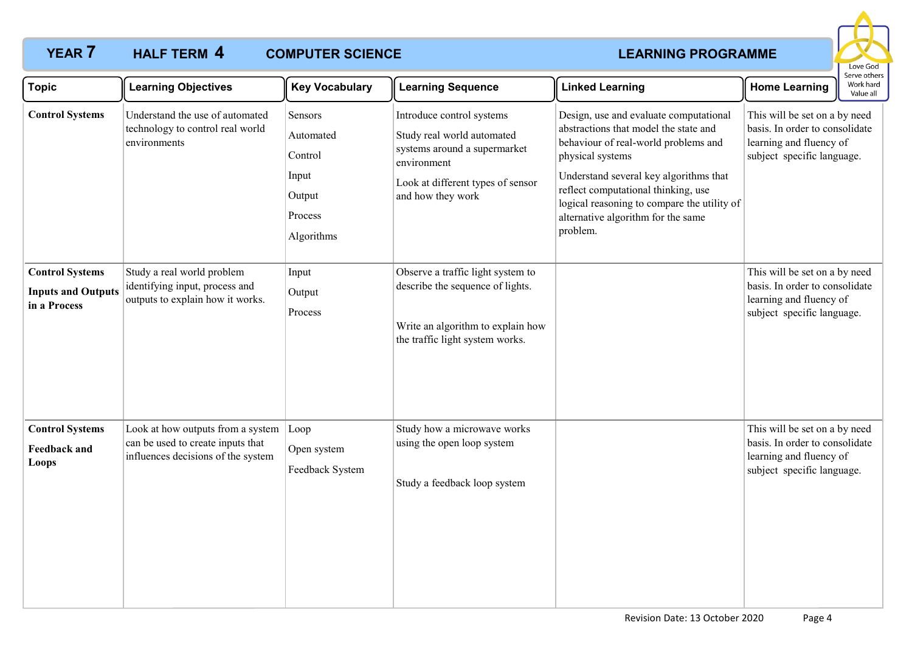# YEAR 7 HALF TERM 4 COMPUTER SCIENCE LEARNING PROGRAMME

Love God
Serve others
Work hard
Value all

| Topic | Learning Objectives | Key Vocabulary | Learning Sequence | Linked Learning | Home Learning |
|---|---|---|---|---|---|
| **Control Systems** | Understand the use of automated technology to control real world environments | Sensors<br>Automated<br>Control<br>Input<br>Output<br>Process<br>Algorithms | Introduce control systems<br>Study real world automated systems around a supermarket environment<br>Look at different types of sensor and how they work | Design, use and evaluate computational abstractions that model the state and behaviour of real-world problems and physical systems<br>Understand several key algorithms that reflect computational thinking, use logical reasoning to compare the utility of alternative algorithm for the same problem. | This will be set on a by need basis. In order to consolidate learning and fluency of subject specific language. |
| **Control Systems**<br>**Inputs and Outputs in a Process** | Study a real world problem identifying input, process and outputs to explain how it works. | Input<br>Output<br>Process | Observe a traffic light system to describe the sequence of lights.<br>Write an algorithm to explain how the traffic light system works. | | This will be set on a by need basis. In order to consolidate learning and fluency of subject specific language. |
| **Control Systems**<br>**Feedback and Loops** | Look at how outputs from a system can be used to create inputs that influences decisions of the system | Loop<br>Open system<br>Feedback System | Study how a microwave works using the open loop system<br>Study a feedback loop system | | This will be set on a by need basis. In order to consolidate learning and fluency of subject specific language. |

Revision Date: 13 October 2020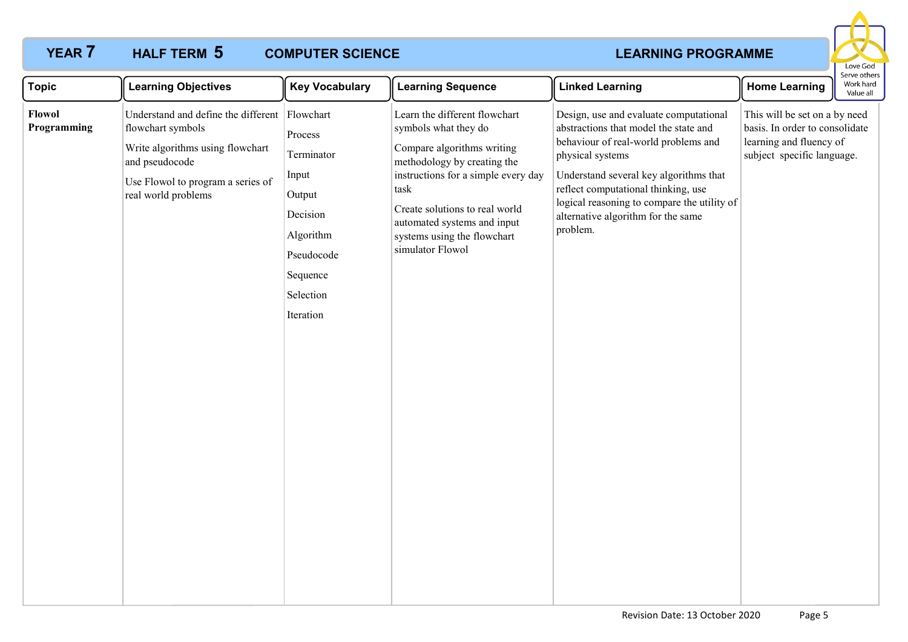# YEAR 7 HALF TERM 5 COMPUTER SCIENCE LEARNING PROGRAMME

Love God
Serve others
Work hard
Value all

| Topic | Learning Objectives | Key Vocabulary | Learning Sequence | Linked Learning | Home Learning |
|---|---|---|---|---|---|
| **Flowol Programming** | Understand and define the different flowchart symbols<br><br>Write algorithms using flowchart and pseudocode<br><br>Use Flowol to program a series of real world problems | Flowchart<br>Process<br>Terminator<br>Input<br>Output<br>Decision<br>Algorithm<br>Pseudocode<br>Sequence<br>Selection<br>Iteration | Learn the different flowchart symbols what they do<br><br>Compare algorithms writing methodology by creating the instructions for a simple every day task<br><br>Create solutions to real world automated systems and input systems using the flowchart simulator Flowol | Design, use and evaluate computational abstractions that model the state and behaviour of real-world problems and physical systems<br><br>Understand several key algorithms that reflect computational thinking, use logical reasoning to compare the utility of alternative algorithm for the same problem. | This will be set on a by need basis. In order to consolidate learning and fluency of subject specific language. |

Revision Date: 13 October 2020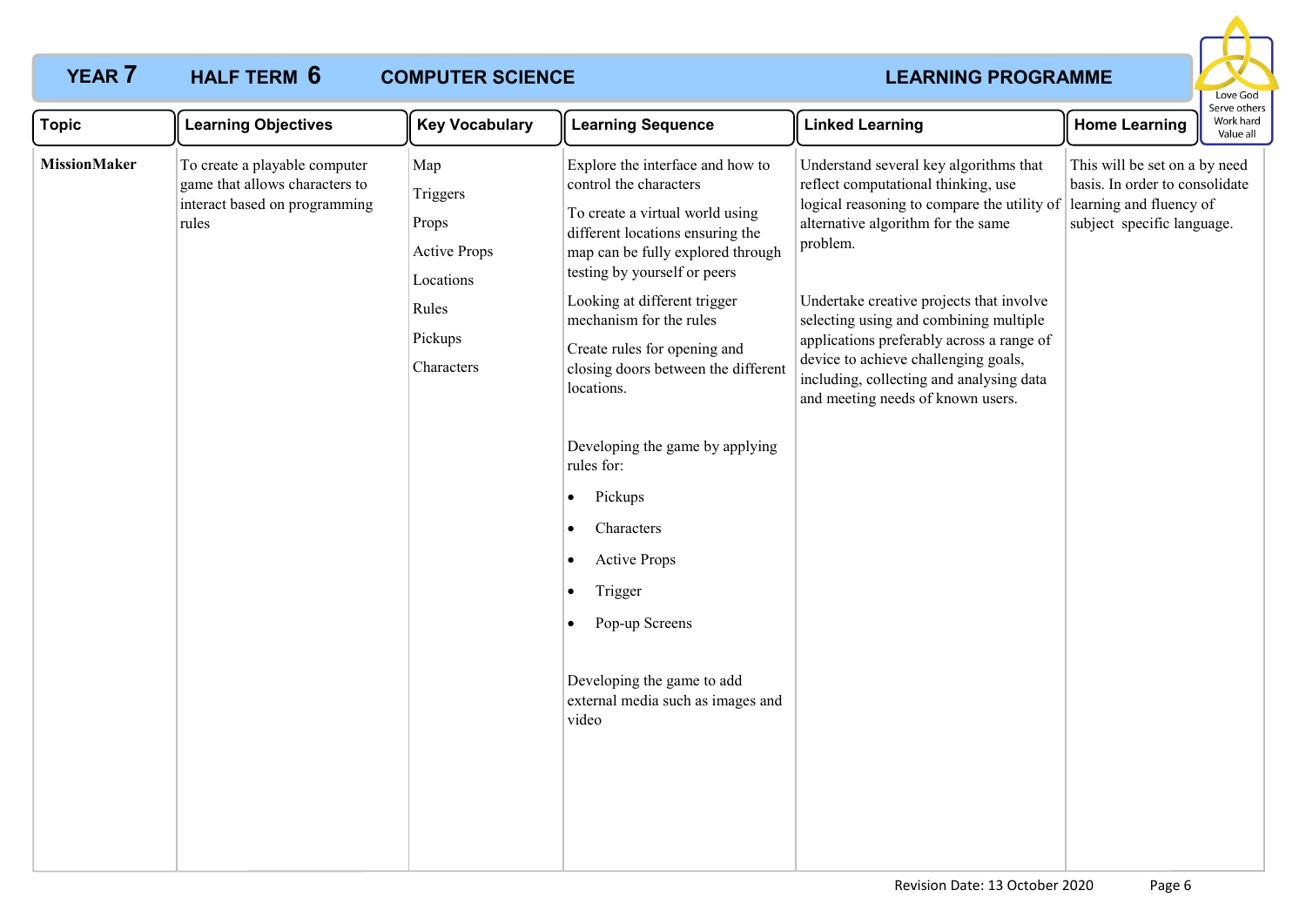# YEAR 7 HALF TERM 6 COMPUTER SCIENCE LEARNING PROGRAMME

Love God
Serve others
Work hard
Value all

| Topic | Learning Objectives | Key Vocabulary | Learning Sequence | Linked Learning | Home Learning |
|---|---|---|---|---|---|
| **MissionMaker** | To create a playable computer game that allows characters to interact based on programming rules | Map<br>Triggers<br>Props<br>Active Props<br>Locations<br>Rules<br>Pickups<br>Characters | Explore the interface and how to control the characters<br>To create a virtual world using different locations ensuring the map can be fully explored through testing by yourself or peers<br>Looking at different trigger mechanism for the rules<br>Create rules for opening and closing doors between the different locations.<br><br>Developing the game by applying rules for:<br>• Pickups<br>• Characters<br>• Active Props<br>• Trigger<br>• Pop-up Screens<br><br>Developing the game to add external media such as images and video | Understand several key algorithms that reflect computational thinking, use logical reasoning to compare the utility of alternative algorithm for the same problem.<br><br>Undertake creative projects that involve selecting using and combining multiple applications preferably across a range of device to achieve challenging goals, including, collecting and analysing data and meeting needs of known users. | This will be set on a by need basis. In order to consolidate learning and fluency of subject specific language. |

Revision Date: 13 October 2020